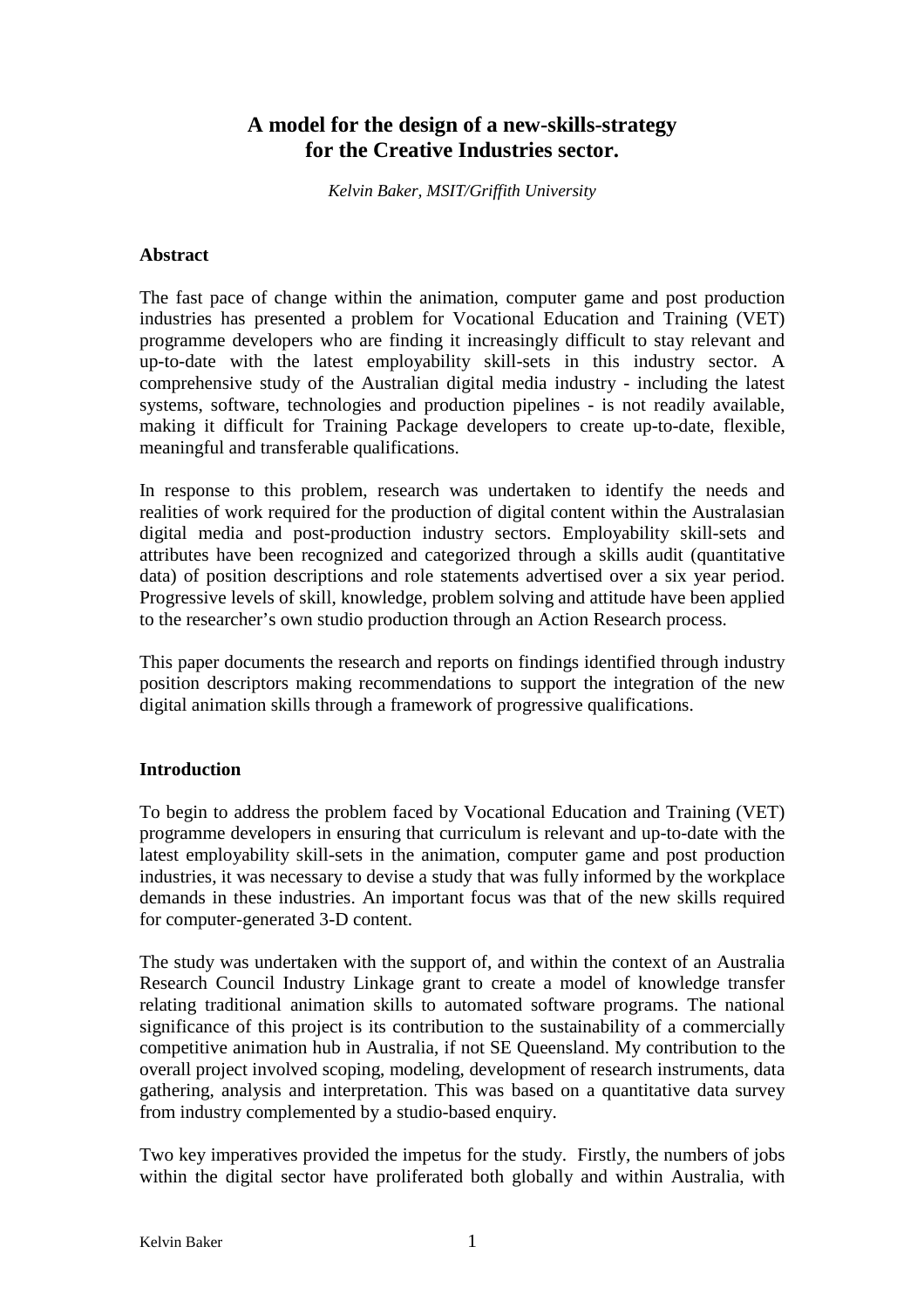# A model for the design of a new-skills-strategy for the Creative Industries sector.

*Kelvin Baker, MSIT/Griffith University*

## Abstract

The fast pace of change within the animation, computer game and post production industries has presented a problem for Vocational Education and Training (VET) programme developers who are finding it increasingly difficult to stay relevant and up-to-date with the latest employability skill-sets in this industry sector. A comprehensive study of the Australian digital media industry - including the latest systems, software, technologies and production pipelines - is not readily available, making it difficult for Training Package developers to create up-to-date, flexible, meaningful and transferable qualifications.

In response to this problem, research was undertaken to identify the needs and realities of work required for the production of digital content within the Australasian digital media and post-production industry sectors. Employability skill-sets and attributes have been recognized and categorized through a skills audit (quantitative data) of position descriptions and role statements advertised over a six year period. Progressive levels of skill, knowledge, problem solving and attitude have been applied to the researcher's own studio production through an Action Research process.

This paper documents the research and reports on findings identified through industry position descriptors making recommendations to support the integration of the new digital animation skills through a framework of progressive qualifications.

## Introduction

To begin to address the problem faced by Vocational Education and Training (VET) programme developers in ensuring that curriculum is relevant and up-to-date with the latest employability skill-sets in the animation, computer game and post production industries, it was necessary to devise a study that was fully informed by the workplace demands in these industries. An important focus was that of the new skills required for computer-generated 3-D content.

The study was undertaken with the support of, and within the context of an Australia Research Council Industry Linkage grant to create a model of knowledge transfer relating traditional animation skills to automated software programs. The national significance of this project is its contribution to the sustainability of a commercially competitive animation hub in Australia, if not SE Queensland. My contribution to the overall project involved scoping, modeling, development of research instruments, data gathering, analysis and interpretation. This was based on a quantitative data survey from industry complemented by a studio-based enquiry.

Two key imperatives provided the impetus for the study. Firstly, the numbers of jobs within the digital sector have proliferated both globally and within Australia, with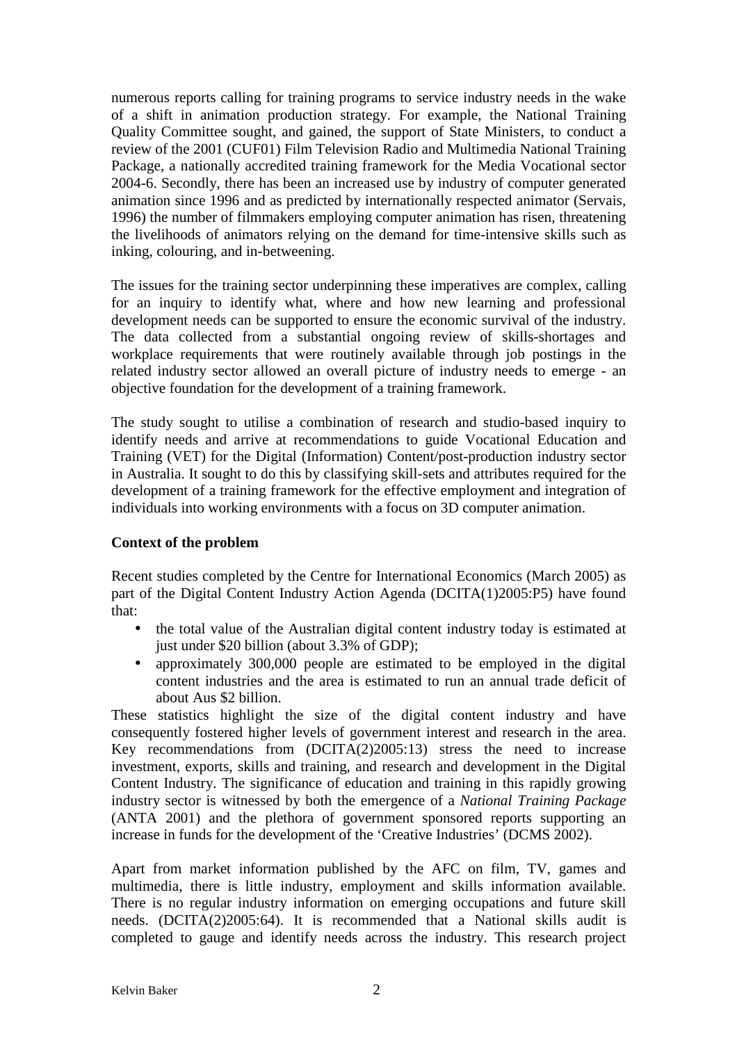numerous reports calling for training programs to service industry needs in the wake of a shift in animation production strategy. For example, the National Training Quality Committee sought, and gained, the support of State Ministers, to conduct a review of the 2001 (CUF01) Film Television Radio and Multimedia National Training Package, a nationally accredited training framework for the Media Vocational sector 2004-6. Secondly, there has been an increased use by industry of computer generated animation since 1996 and as predicted by internationally respected animator (Servais, 1996) the number of filmmakers employing computer animation has risen, threatening the livelihoods of animators relying on the demand for time-intensive skills such as inking, colouring, and in-betweening.

The issues for the training sector underpinning these imperatives are complex, calling for an inquiry to identify what, where and how new learning and professional development needs can be supported to ensure the economic survival of the industry. The data collected from a substantial ongoing review of skills-shortages and workplace requirements that were routinely available through job postings in the related industry sector allowed an overall picture of industry needs to emerge - an objective foundation for the development of a training framework.

The study sought to utilise a combination of research and studio-based inquiry to identify needs and arrive at recommendations to guide Vocational Education and Training (VET) for the Digital (Information) Content/post-production industry sector in Australia. It sought to do this by classifying skill-sets and attributes required for the development of a training framework for the effective employment and integration of individuals into working environments with a focus on 3D computer animation.

**Context of the problem**

Recent studies completed by the Centre for International Economics (March 2005) as part of the Digital Content Industry Action Agenda (DCITA(1)2005:P5) have found that:

- the total value of the Australian digital content industry today is estimated at just under $20 billion (about 3.3% of GDP);
- approximately 300,000 people are estimated to be employed in the digital content industries and the area is estimated to run an annual trade deficit of about Aus $2 billion.

These statistics highlight the size of the digital content industry and have consequently fostered higher levels of government interest and research in the area. Key recommendations from (DCITA(2)2005:13) stress the need to increase investment, exports, skills and training, and research and development in the Digital Content Industry. The significance of education and training in this rapidly growing industry sector is witnessed by both the emergence of a *National Training Package* (ANTA 2001) and the plethora of government sponsored reports supporting an increase in funds for the development of the 'Creative Industries' (DCMS 2002).

Apart from market information published by the AFC on film, TV, games and multimedia, there is little industry, employment and skills information available. There is no regular industry information on emerging occupations and future skill needs. (DCITA(2)2005:64). It is recommended that a National skills audit is completed to gauge and identify needs across the industry. This research project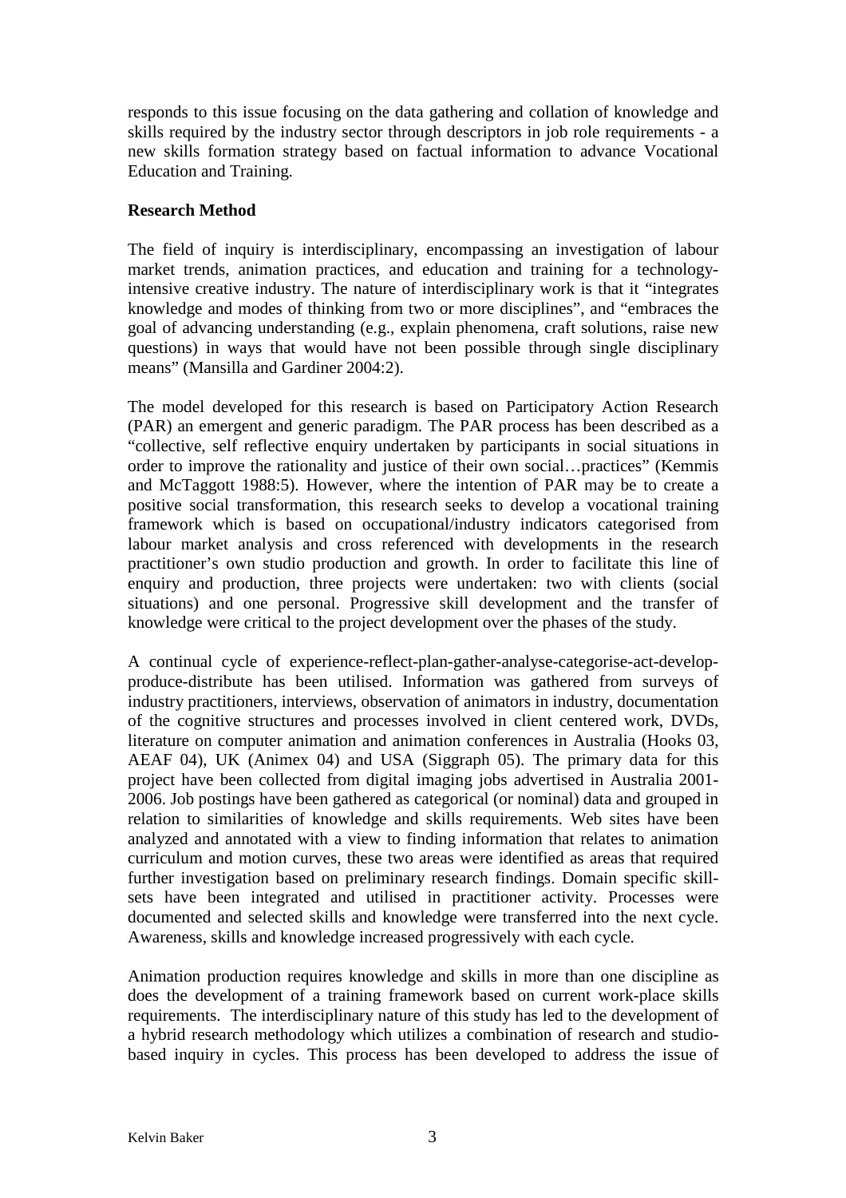responds to this issue focusing on the data gathering and collation of knowledge and skills required by the industry sector through descriptors in job role requirements - a new skills formation strategy based on factual information to advance Vocational Education and Training.

**Research Method**

The field of inquiry is interdisciplinary, encompassing an investigation of labour market trends, animation practices, and education and training for a technology-intensive creative industry. The nature of interdisciplinary work is that it "integrates knowledge and modes of thinking from two or more disciplines", and "embraces the goal of advancing understanding (e.g., explain phenomena, craft solutions, raise new questions) in ways that would have not been possible through single disciplinary means" (Mansilla and Gardiner 2004:2).

The model developed for this research is based on Participatory Action Research (PAR) an emergent and generic paradigm. The PAR process has been described as a "collective, self reflective enquiry undertaken by participants in social situations in order to improve the rationality and justice of their own social…practices" (Kemmis and McTaggott 1988:5). However, where the intention of PAR may be to create a positive social transformation, this research seeks to develop a vocational training framework which is based on occupational/industry indicators categorised from labour market analysis and cross referenced with developments in the research practitioner's own studio production and growth. In order to facilitate this line of enquiry and production, three projects were undertaken: two with clients (social situations) and one personal. Progressive skill development and the transfer of knowledge were critical to the project development over the phases of the study.

A continual cycle of experience-reflect-plan-gather-analyse-categorise-act-develop-produce-distribute has been utilised. Information was gathered from surveys of industry practitioners, interviews, observation of animators in industry, documentation of the cognitive structures and processes involved in client centered work, DVDs, literature on computer animation and animation conferences in Australia (Hooks 03, AEAF 04), UK (Animex 04) and USA (Siggraph 05). The primary data for this project have been collected from digital imaging jobs advertised in Australia 2001-2006. Job postings have been gathered as categorical (or nominal) data and grouped in relation to similarities of knowledge and skills requirements. Web sites have been analyzed and annotated with a view to finding information that relates to animation curriculum and motion curves, these two areas were identified as areas that required further investigation based on preliminary research findings. Domain specific skill-sets have been integrated and utilised in practitioner activity. Processes were documented and selected skills and knowledge were transferred into the next cycle. Awareness, skills and knowledge increased progressively with each cycle.

Animation production requires knowledge and skills in more than one discipline as does the development of a training framework based on current work-place skills requirements. The interdisciplinary nature of this study has led to the development of a hybrid research methodology which utilizes a combination of research and studio-based inquiry in cycles. This process has been developed to address the issue of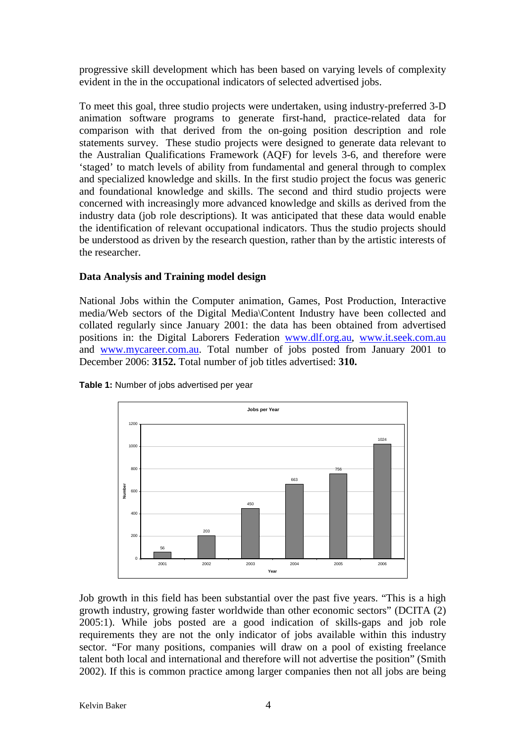progressive skill development which has been based on varying levels of complexity evident in the in the occupational indicators of selected advertised jobs.

To meet this goal, three studio projects were undertaken, using industry-preferred 3-D animation software programs to generate first-hand, practice-related data for comparison with that derived from the on-going position description and role statements survey. These studio projects were designed to generate data relevant to the Australian Qualifications Framework (AQF) for levels 3-6, and therefore were 'staged' to match levels of ability from fundamental and general through to complex and specialized knowledge and skills. In the first studio project the focus was generic and foundational knowledge and skills. The second and third studio projects were concerned with increasingly more advanced knowledge and skills as derived from the industry data (job role descriptions). It was anticipated that these data would enable the identification of relevant occupational indicators. Thus the studio projects should be understood as driven by the research question, rather than by the artistic interests of the researcher.

## Data Analysis and Training model design

National Jobs within the Computer animation, Games, Post Production, Interactive media/Web sectors of the Digital Media\Content Industry have been collected and collated regularly since January 2001: the data has been obtained from advertised positions in: the Digital Laborers Federation www.dlf.org.au, www.it.seek.com.au and www.mycareer.com.au. Total number of jobs posted from January 2001 to December 2006: **3152.** Total number of job titles advertised: **310.**

**Table 1:** Number of jobs advertised per year

**Jobs per Year**

| Year | Number |
|---|---|
| 2001 | 56 |
| 2002 | 203 |
| 2003 | 450 |
| 2004 | 663 |
| 2005 | 756 |
| 2006 | 1024 |

Job growth in this field has been substantial over the past five years. "This is a high growth industry, growing faster worldwide than other economic sectors" (DCITA (2) 2005:1). While jobs posted are a good indication of skills-gaps and job role requirements they are not the only indicator of jobs available within this industry sector. "For many positions, companies will draw on a pool of existing freelance talent both local and international and therefore will not advertise the position" (Smith 2002). If this is common practice among larger companies then not all jobs are being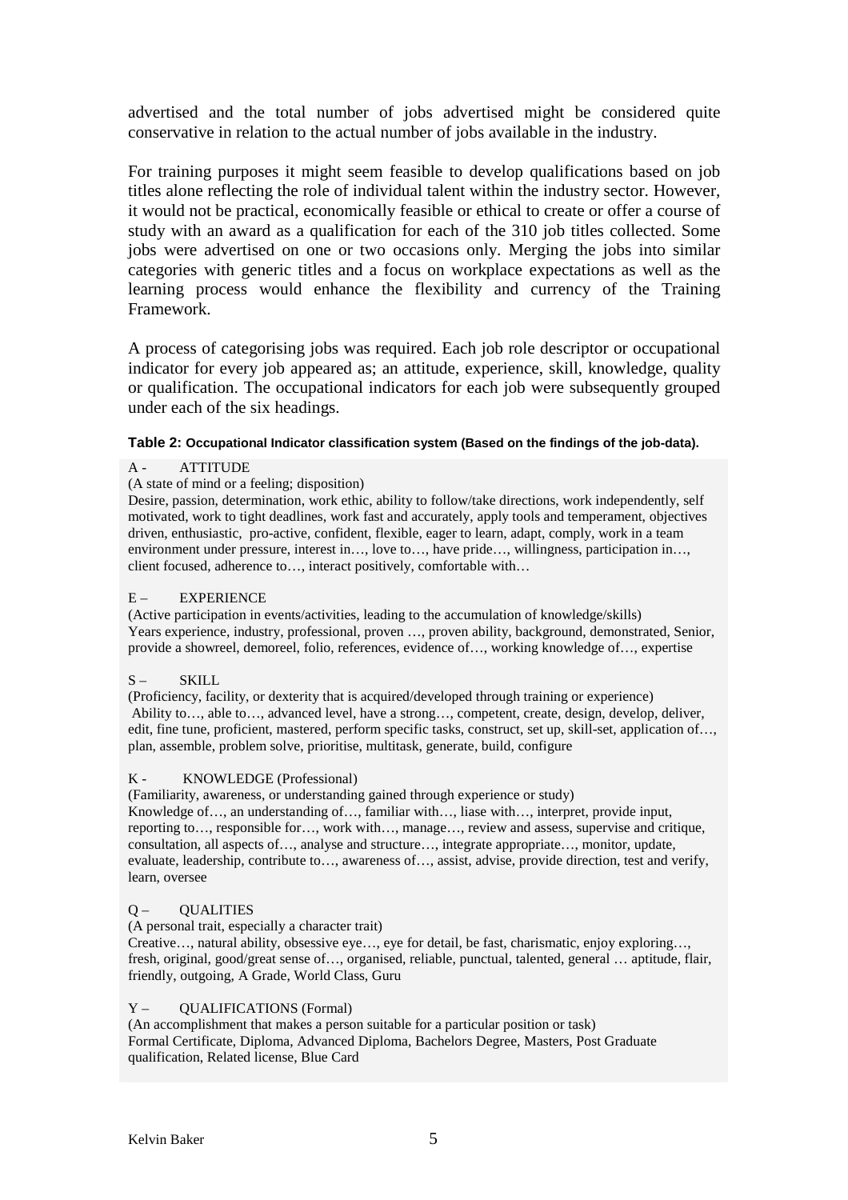advertised and the total number of jobs advertised might be considered quite conservative in relation to the actual number of jobs available in the industry.

For training purposes it might seem feasible to develop qualifications based on job titles alone reflecting the role of individual talent within the industry sector. However, it would not be practical, economically feasible or ethical to create or offer a course of study with an award as a qualification for each of the 310 job titles collected. Some jobs were advertised on one or two occasions only. Merging the jobs into similar categories with generic titles and a focus on workplace expectations as well as the learning process would enhance the flexibility and currency of the Training Framework.

A process of categorising jobs was required. Each job role descriptor or occupational indicator for every job appeared as; an attitude, experience, skill, knowledge, quality or qualification. The occupational indicators for each job were subsequently grouped under each of the six headings.

**Table 2: Occupational Indicator classification system (Based on the findings of the job-data).**

A - ATTITUDE
(A state of mind or a feeling; disposition)
Desire, passion, determination, work ethic, ability to follow/take directions, work independently, self motivated, work to tight deadlines, work fast and accurately, apply tools and temperament, objectives driven, enthusiastic, pro-active, confident, flexible, eager to learn, adapt, comply, work in a team environment under pressure, interest in…, love to…, have pride…, willingness, participation in…, client focused, adherence to…, interact positively, comfortable with…

E – EXPERIENCE
(Active participation in events/activities, leading to the accumulation of knowledge/skills)
Years experience, industry, professional, proven …, proven ability, background, demonstrated, Senior, provide a showreel, demoreel, folio, references, evidence of…, working knowledge of…, expertise

S – SKILL
(Proficiency, facility, or dexterity that is acquired/developed through training or experience)
Ability to…, able to…, advanced level, have a strong…, competent, create, design, develop, deliver, edit, fine tune, proficient, mastered, perform specific tasks, construct, set up, skill-set, application of…, plan, assemble, problem solve, prioritise, multitask, generate, build, configure

K - KNOWLEDGE (Professional)
(Familiarity, awareness, or understanding gained through experience or study)
Knowledge of…, an understanding of…, familiar with…, liase with…, interpret, provide input, reporting to…, responsible for…, work with…, manage…, review and assess, supervise and critique, consultation, all aspects of…, analyse and structure…, integrate appropriate…, monitor, update, evaluate, leadership, contribute to…, awareness of…, assist, advise, provide direction, test and verify, learn, oversee

Q – QUALITIES
(A personal trait, especially a character trait)
Creative…, natural ability, obsessive eye…, eye for detail, be fast, charismatic, enjoy exploring…, fresh, original, good/great sense of…, organised, reliable, punctual, talented, general … aptitude, flair, friendly, outgoing, A Grade, World Class, Guru

Y – QUALIFICATIONS (Formal)
(An accomplishment that makes a person suitable for a particular position or task)
Formal Certificate, Diploma, Advanced Diploma, Bachelors Degree, Masters, Post Graduate qualification, Related license, Blue Card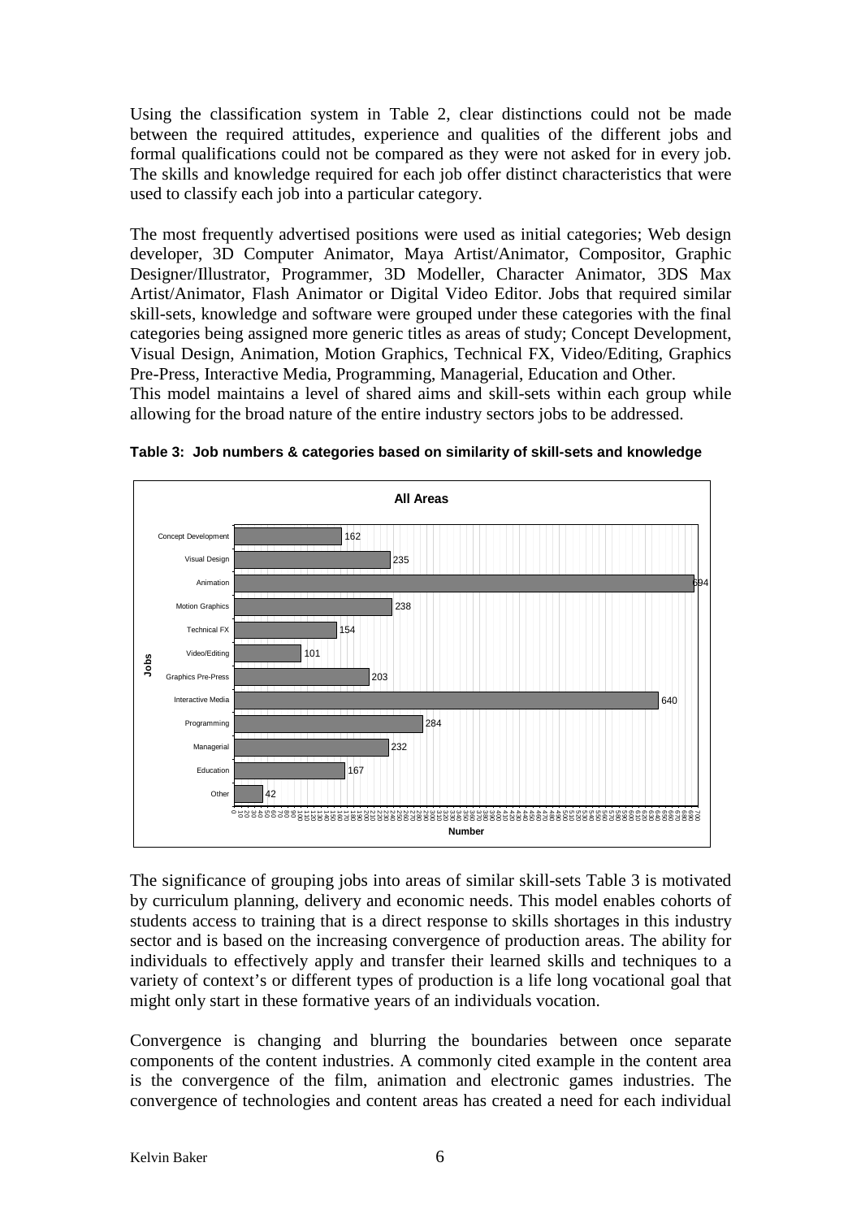Using the classification system in Table 2, clear distinctions could not be made between the required attitudes, experience and qualities of the different jobs and formal qualifications could not be compared as they were not asked for in every job. The skills and knowledge required for each job offer distinct characteristics that were used to classify each job into a particular category.

The most frequently advertised positions were used as initial categories; Web design developer, 3D Computer Animator, Maya Artist/Animator, Compositor, Graphic Designer/Illustrator, Programmer, 3D Modeller, Character Animator, 3DS Max Artist/Animator, Flash Animator or Digital Video Editor. Jobs that required similar skill-sets, knowledge and software were grouped under these categories with the final categories being assigned more generic titles as areas of study; Concept Development, Visual Design, Animation, Motion Graphics, Technical FX, Video/Editing, Graphics Pre-Press, Interactive Media, Programming, Managerial, Education and Other.
This model maintains a level of shared aims and skill-sets within each group while allowing for the broad nature of the entire industry sectors jobs to be addressed.

**Table 3: Job numbers & categories based on similarity of skill-sets and knowledge**

**All Areas**

| Jobs | Number |
|---|---|
| Concept Development | 162 |
| Visual Design | 235 |
| Animation | 694 |
| Motion Graphics | 238 |
| Technical FX | 154 |
| Video/Editing | 101 |
| Graphics Pre-Press | 203 |
| Interactive Media | 640 |
| Programming | 284 |
| Managerial | 232 |
| Education | 167 |
| Other | 42 |

The significance of grouping jobs into areas of similar skill-sets Table 3 is motivated by curriculum planning, delivery and economic needs. This model enables cohorts of students access to training that is a direct response to skills shortages in this industry sector and is based on the increasing convergence of production areas. The ability for individuals to effectively apply and transfer their learned skills and techniques to a variety of context's or different types of production is a life long vocational goal that might only start in these formative years of an individuals vocation.

Convergence is changing and blurring the boundaries between once separate components of the content industries. A commonly cited example in the content area is the convergence of the film, animation and electronic games industries. The convergence of technologies and content areas has created a need for each individual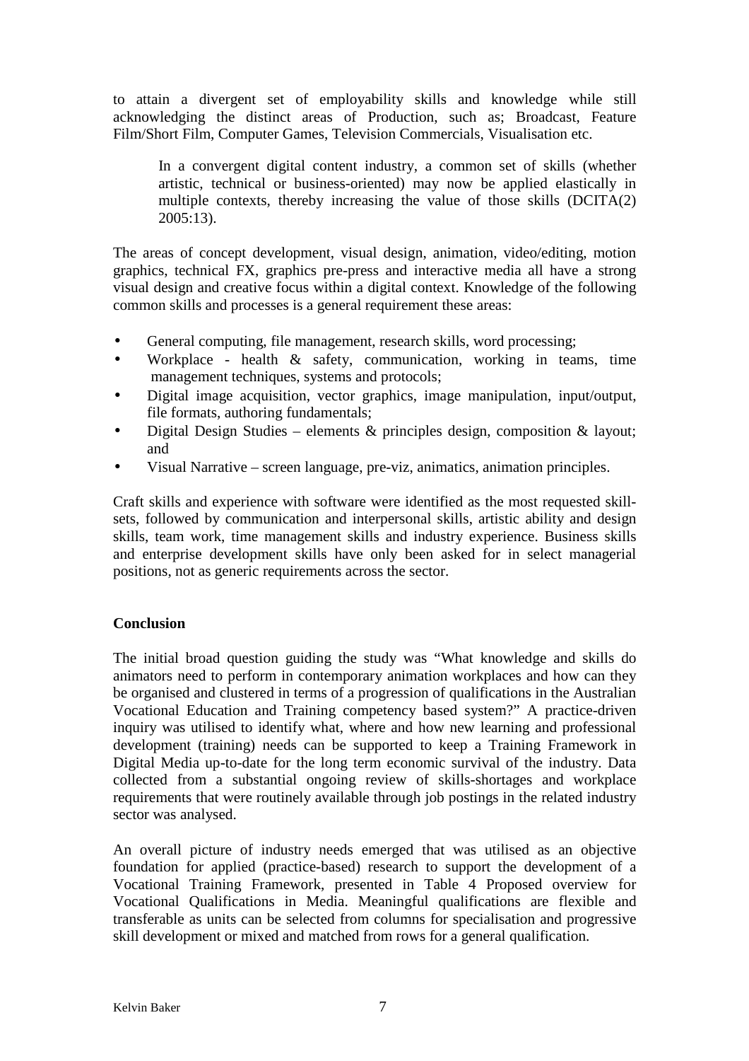to attain a divergent set of employability skills and knowledge while still acknowledging the distinct areas of Production, such as; Broadcast, Feature Film/Short Film, Computer Games, Television Commercials, Visualisation etc.

> In a convergent digital content industry, a common set of skills (whether artistic, technical or business-oriented) may now be applied elastically in multiple contexts, thereby increasing the value of those skills (DCITA(2) 2005:13).

The areas of concept development, visual design, animation, video/editing, motion graphics, technical FX, graphics pre-press and interactive media all have a strong visual design and creative focus within a digital context. Knowledge of the following common skills and processes is a general requirement these areas:

- General computing, file management, research skills, word processing;
- Workplace - health & safety, communication, working in teams, time management techniques, systems and protocols;
- Digital image acquisition, vector graphics, image manipulation, input/output, file formats, authoring fundamentals;
- Digital Design Studies – elements & principles design, composition & layout; and
- Visual Narrative – screen language, pre-viz, animatics, animation principles.

Craft skills and experience with software were identified as the most requested skill-sets, followed by communication and interpersonal skills, artistic ability and design skills, team work, time management skills and industry experience. Business skills and enterprise development skills have only been asked for in select managerial positions, not as generic requirements across the sector.

## Conclusion

The initial broad question guiding the study was "What knowledge and skills do animators need to perform in contemporary animation workplaces and how can they be organised and clustered in terms of a progression of qualifications in the Australian Vocational Education and Training competency based system?" A practice-driven inquiry was utilised to identify what, where and how new learning and professional development (training) needs can be supported to keep a Training Framework in Digital Media up-to-date for the long term economic survival of the industry. Data collected from a substantial ongoing review of skills-shortages and workplace requirements that were routinely available through job postings in the related industry sector was analysed.

An overall picture of industry needs emerged that was utilised as an objective foundation for applied (practice-based) research to support the development of a Vocational Training Framework, presented in Table 4 Proposed overview for Vocational Qualifications in Media. Meaningful qualifications are flexible and transferable as units can be selected from columns for specialisation and progressive skill development or mixed and matched from rows for a general qualification.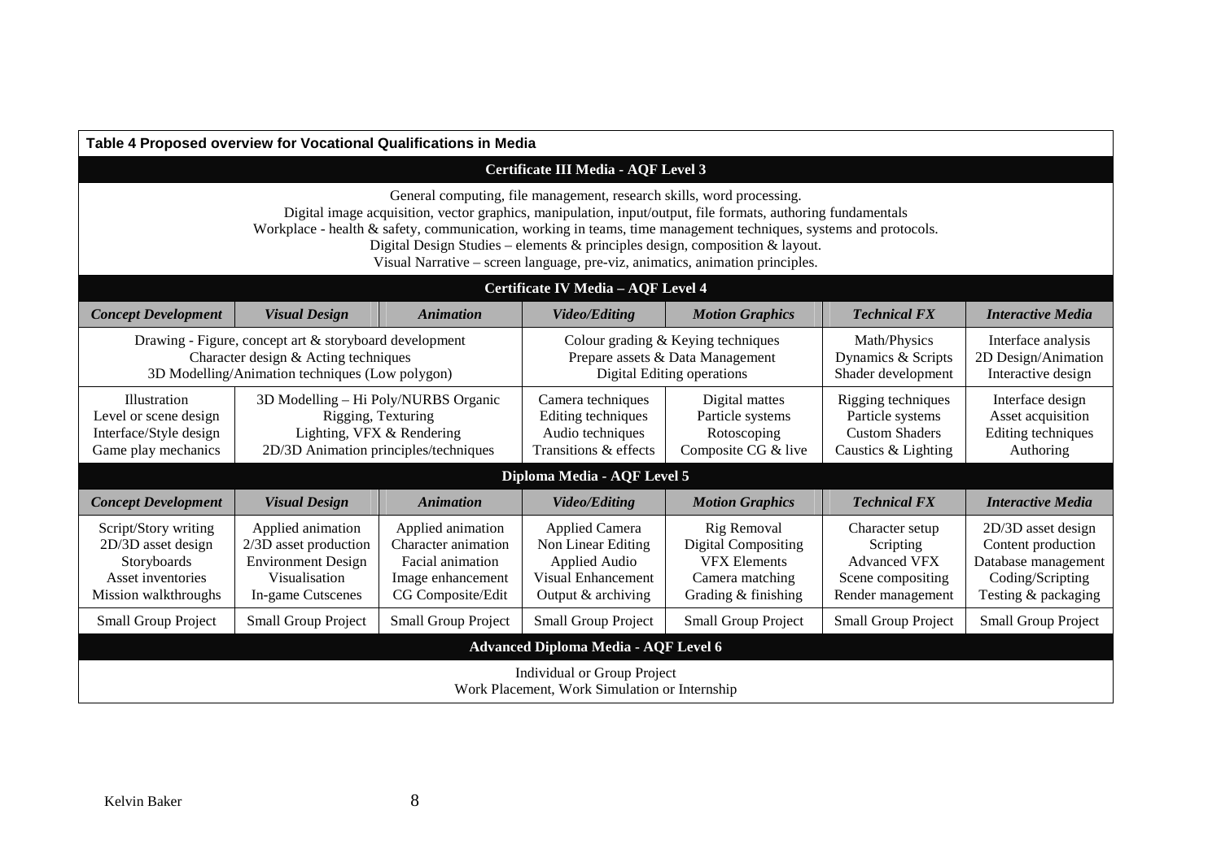**Table 4 Proposed overview for Vocational Qualifications in Media**

| Certificate III Media - AQF Level 3 | | | | | | |
|---|---|---|---|---|---|---|
| General computing, file management, research skills, word processing.<br>Digital image acquisition, vector graphics, manipulation, input/output, file formats, authoring fundamentals<br>Workplace - health & safety, communication, working in teams, time management techniques, systems and protocols.<br>Digital Design Studies – elements & principles design, composition & layout.<br>Visual Narrative – screen language, pre-viz, animatics, animation principles. | | | | | | |
| **Certificate IV Media – AQF Level 4** | | | | | | |
| ***Concept Development*** | ***Visual Design*** | ***Animation*** | ***Video/Editing*** | ***Motion Graphics*** | ***Technical FX*** | ***Interactive Media*** |
| Drawing - Figure, concept art & storyboard development<br>Character design & Acting techniques<br>3D Modelling/Animation techniques (Low polygon) | | | Colour grading & Keying techniques<br>Prepare assets & Data Management<br>Digital Editing operations | | Math/Physics<br>Dynamics & Scripts<br>Shader development | Interface analysis<br>2D Design/Animation<br>Interactive design |
| Illustration<br>Level or scene design<br>Interface/Style design<br>Game play mechanics | 3D Modelling – Hi Poly/NURBS Organic<br>Rigging, Texturing<br>Lighting, VFX & Rendering<br>2D/3D Animation principles/techniques | | Camera techniques<br>Editing techniques<br>Audio techniques<br>Transitions & effects | Digital mattes<br>Particle systems<br>Rotoscoping<br>Composite CG & live | Rigging techniques<br>Particle systems<br>Custom Shaders<br>Caustics & Lighting | Interface design<br>Asset acquisition<br>Editing techniques<br>Authoring |
| **Diploma Media - AQF Level 5** | | | | | | |
| ***Concept Development*** | ***Visual Design*** | ***Animation*** | ***Video/Editing*** | ***Motion Graphics*** | ***Technical FX*** | ***Interactive Media*** |
| Script/Story writing<br>2D/3D asset design<br>Storyboards<br>Asset inventories<br>Mission walkthroughs | Applied animation<br>2/3D asset production<br>Environment Design<br>Visualisation<br>In-game Cutscenes | Applied animation<br>Character animation<br>Facial animation<br>Image enhancement<br>CG Composite/Edit | Applied Camera<br>Non Linear Editing<br>Applied Audio<br>Visual Enhancement<br>Output & archiving | Rig Removal<br>Digital Compositing<br>VFX Elements<br>Camera matching<br>Grading & finishing | Character setup<br>Scripting<br>Advanced VFX<br>Scene compositing<br>Render management | 2D/3D asset design<br>Content production<br>Database management<br>Coding/Scripting<br>Testing & packaging |
| Small Group Project | Small Group Project | Small Group Project | Small Group Project | Small Group Project | Small Group Project | Small Group Project |
| **Advanced Diploma Media - AQF Level 6** | | | | | | |
| Individual or Group Project<br>Work Placement, Work Simulation or Internship | | | | | | |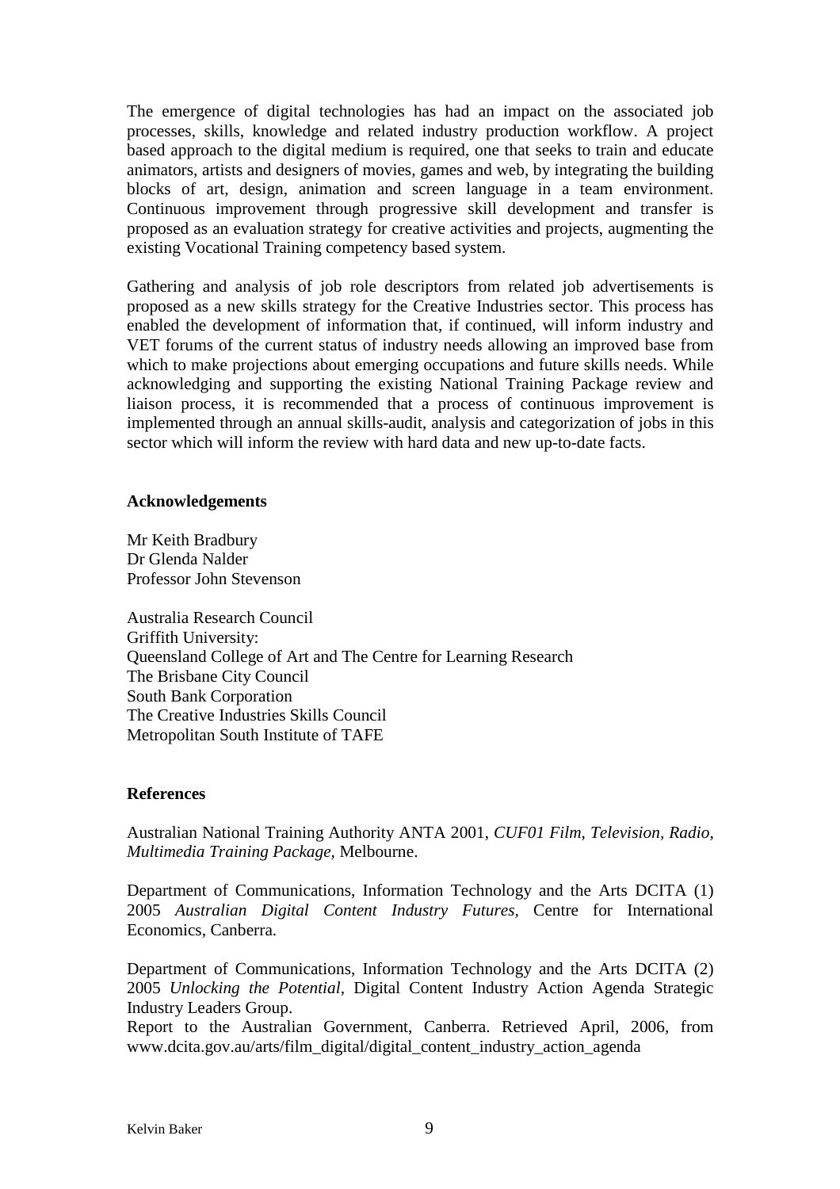The emergence of digital technologies has had an impact on the associated job processes, skills, knowledge and related industry production workflow. A project based approach to the digital medium is required, one that seeks to train and educate animators, artists and designers of movies, games and web, by integrating the building blocks of art, design, animation and screen language in a team environment. Continuous improvement through progressive skill development and transfer is proposed as an evaluation strategy for creative activities and projects, augmenting the existing Vocational Training competency based system.

Gathering and analysis of job role descriptors from related job advertisements is proposed as a new skills strategy for the Creative Industries sector. This process has enabled the development of information that, if continued, will inform industry and VET forums of the current status of industry needs allowing an improved base from which to make projections about emerging occupations and future skills needs. While acknowledging and supporting the existing National Training Package review and liaison process, it is recommended that a process of continuous improvement is implemented through an annual skills-audit, analysis and categorization of jobs in this sector which will inform the review with hard data and new up-to-date facts.

**Acknowledgements**

Mr Keith Bradbury
Dr Glenda Nalder
Professor John Stevenson

Australia Research Council
Griffith University:
Queensland College of Art and The Centre for Learning Research
The Brisbane City Council
South Bank Corporation
The Creative Industries Skills Council
Metropolitan South Institute of TAFE

**References**

Australian National Training Authority ANTA 2001, *CUF01 Film, Television, Radio, Multimedia Training Package*, Melbourne.

Department of Communications, Information Technology and the Arts DCITA (1) 2005 *Australian Digital Content Industry Futures*, Centre for International Economics, Canberra.

Department of Communications, Information Technology and the Arts DCITA (2) 2005 *Unlocking the Potential*, Digital Content Industry Action Agenda Strategic Industry Leaders Group.
Report to the Australian Government, Canberra. Retrieved April, 2006, from www.dcita.gov.au/arts/film_digital/digital_content_industry_action_agenda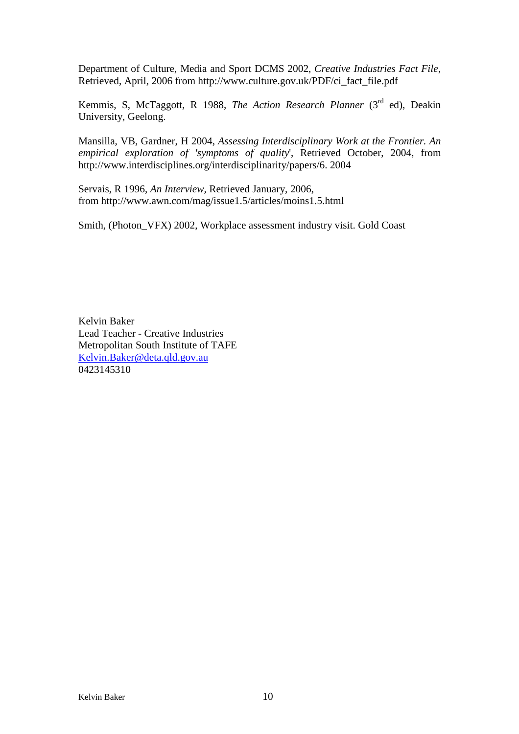Department of Culture, Media and Sport DCMS 2002, *Creative Industries Fact File*, Retrieved, April, 2006 from http://www.culture.gov.uk/PDF/ci_fact_file.pdf

Kemmis, S, McTaggott, R 1988, *The Action Research Planner* (3rd ed), Deakin University, Geelong.

Mansilla, VB, Gardner, H 2004, *Assessing Interdisciplinary Work at the Frontier. An empirical exploration of 'symptoms of quality*', Retrieved October, 2004, from http://www.interdisciplines.org/interdisciplinarity/papers/6. 2004

Servais, R 1996, *An Interview*, Retrieved January, 2006, from http://www.awn.com/mag/issue1.5/articles/moins1.5.html

Smith, (Photon_VFX) 2002, Workplace assessment industry visit. Gold Coast

Kelvin Baker
Lead Teacher - Creative Industries
Metropolitan South Institute of TAFE
Kelvin.Baker@deta.qld.gov.au
0423145310